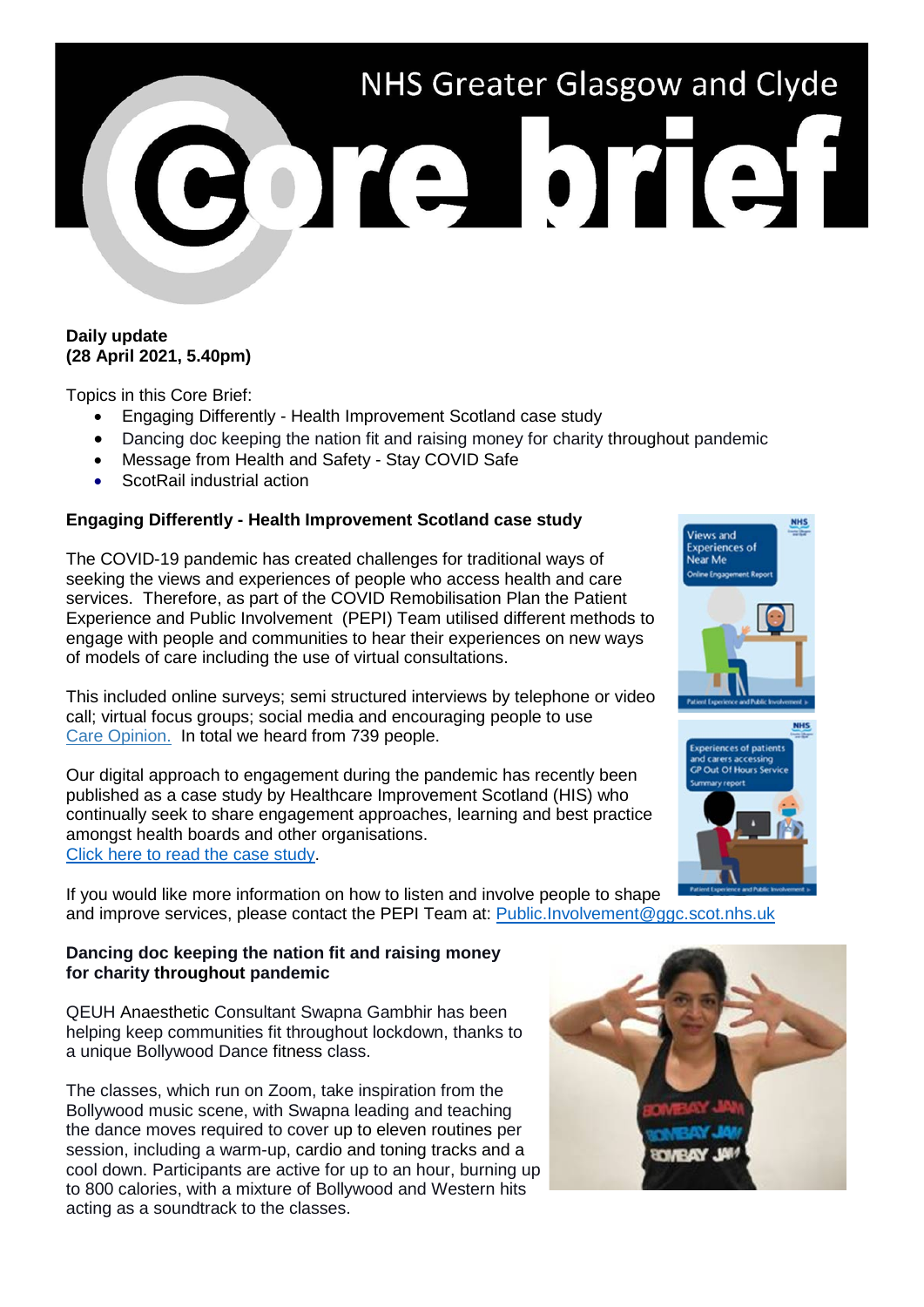# NHS Greater Glasgow and Clyde Core brief

**Daily update**
**(28 April 2021, 5.40pm)**

Topics in this Core Brief:

- Engaging Differently - Health Improvement Scotland case study
- Dancing doc keeping the nation fit and raising money for charity throughout pandemic
- Message from Health and Safety - Stay COVID Safe
- ScotRail industrial action

## Engaging Differently - Health Improvement Scotland case study

The COVID-19 pandemic has created challenges for traditional ways of seeking the views and experiences of people who access health and care services. Therefore, as part of the COVID Remobilisation Plan the Patient Experience and Public Involvement (PEPI) Team utilised different methods to engage with people and communities to hear their experiences on new ways of models of care including the use of virtual consultations.

This included online surveys; semi structured interviews by telephone or video call; virtual focus groups; social media and encouraging people to use Care Opinion. In total we heard from 739 people.

Our digital approach to engagement during the pandemic has recently been published as a case study by Healthcare Improvement Scotland (HIS) who continually seek to share engagement approaches, learning and best practice amongst health boards and other organisations.
Click here to read the case study.

If you would like more information on how to listen and involve people to shape and improve services, please contact the PEPI Team at: Public.Involvement@ggc.scot.nhs.uk

## Dancing doc keeping the nation fit and raising money for charity throughout pandemic

QEUH Anaesthetic Consultant Swapna Gambhir has been helping keep communities fit throughout lockdown, thanks to a unique Bollywood Dance fitness class.

The classes, which run on Zoom, take inspiration from the Bollywood music scene, with Swapna leading and teaching the dance moves required to cover up to eleven routines per session, including a warm-up, cardio and toning tracks and a cool down. Participants are active for up to an hour, burning up to 800 calories, with a mixture of Bollywood and Western hits acting as a soundtrack to the classes.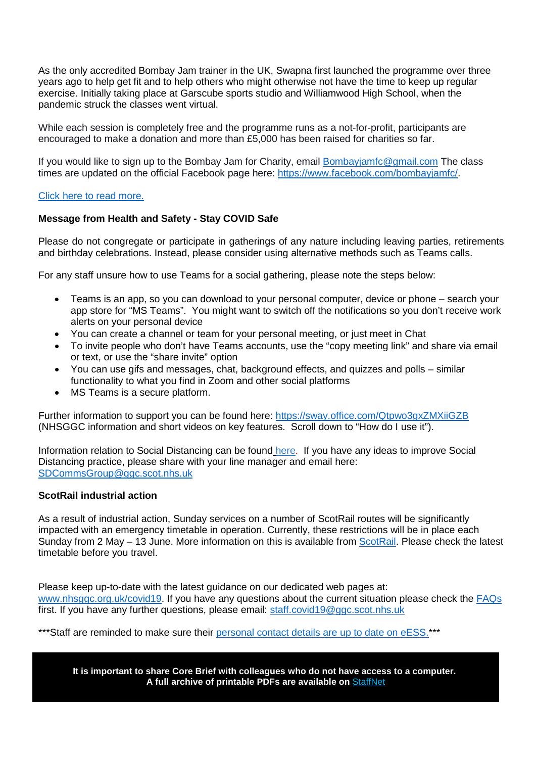As the only accredited Bombay Jam trainer in the UK, Swapna first launched the programme over three years ago to help get fit and to help others who might otherwise not have the time to keep up regular exercise. Initially taking place at Garscube sports studio and Williamwood High School, when the pandemic struck the classes went virtual.

While each session is completely free and the programme runs as a not-for-profit, participants are encouraged to make a donation and more than £5,000 has been raised for charities so far.

If you would like to sign up to the Bombay Jam for Charity, email Bombayjamfc@gmail.com The class times are updated on the official Facebook page here: https://www.facebook.com/bombayjamfc/.

Click here to read more.

**Message from Health and Safety - Stay COVID Safe**

Please do not congregate or participate in gatherings of any nature including leaving parties, retirements and birthday celebrations. Instead, please consider using alternative methods such as Teams calls.

For any staff unsure how to use Teams for a social gathering, please note the steps below:

- Teams is an app, so you can download to your personal computer, device or phone – search your app store for "MS Teams". You might want to switch off the notifications so you don't receive work alerts on your personal device
- You can create a channel or team for your personal meeting, or just meet in Chat
- To invite people who don't have Teams accounts, use the "copy meeting link" and share via email or text, or use the "share invite" option
- You can use gifs and messages, chat, background effects, and quizzes and polls – similar functionality to what you find in Zoom and other social platforms
- MS Teams is a secure platform.

Further information to support you can be found here: https://sway.office.com/Qtpwo3gxZMXiiGZB (NHSGGC information and short videos on key features. Scroll down to "How do I use it").

Information relation to Social Distancing can be found here. If you have any ideas to improve Social Distancing practice, please share with your line manager and email here: SDCommsGroup@ggc.scot.nhs.uk

**ScotRail industrial action**

As a result of industrial action, Sunday services on a number of ScotRail routes will be significantly impacted with an emergency timetable in operation. Currently, these restrictions will be in place each Sunday from 2 May – 13 June. More information on this is available from ScotRail. Please check the latest timetable before you travel.

Please keep up-to-date with the latest guidance on our dedicated web pages at: www.nhsggc.org.uk/covid19. If you have any questions about the current situation please check the FAQs first. If you have any further questions, please email: staff.covid19@ggc.scot.nhs.uk

***Staff are reminded to make sure their personal contact details are up to date on eESS.***

**It is important to share Core Brief with colleagues who do not have access to a computer.**
**A full archive of printable PDFs are available on StaffNet**